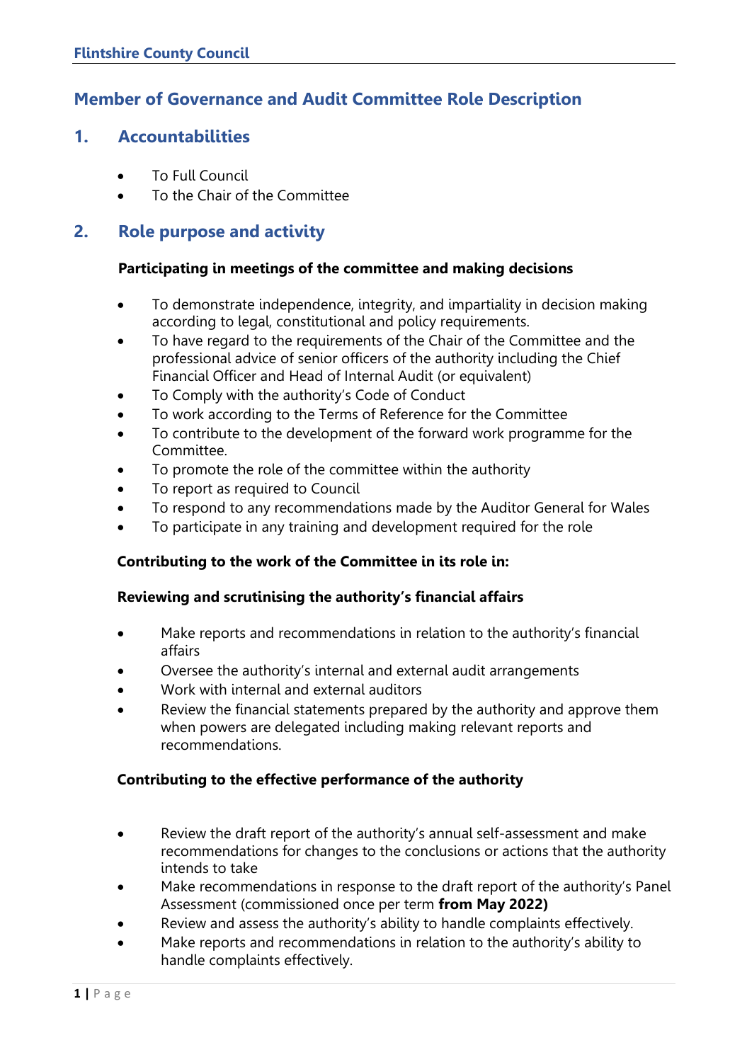# Member of Governance and Audit Committee Role Description

## 1. Accountabilities

- To Full Council
- To the Chair of the Committee

## 2. Role purpose and activity

**Participating in meetings of the committee and making decisions**

- To demonstrate independence, integrity, and impartiality in decision making according to legal, constitutional and policy requirements.
- To have regard to the requirements of the Chair of the Committee and the professional advice of senior officers of the authority including the Chief Financial Officer and Head of Internal Audit (or equivalent)
- To Comply with the authority's Code of Conduct
- To work according to the Terms of Reference for the Committee
- To contribute to the development of the forward work programme for the Committee.
- To promote the role of the committee within the authority
- To report as required to Council
- To respond to any recommendations made by the Auditor General for Wales
- To participate in any training and development required for the role

**Contributing to the work of the Committee in its role in:**

**Reviewing and scrutinising the authority's financial affairs**

- Make reports and recommendations in relation to the authority's financial affairs
- Oversee the authority's internal and external audit arrangements
- Work with internal and external auditors
- Review the financial statements prepared by the authority and approve them when powers are delegated including making relevant reports and recommendations.

**Contributing to the effective performance of the authority**

- Review the draft report of the authority's annual self-assessment and make recommendations for changes to the conclusions or actions that the authority intends to take
- Make recommendations in response to the draft report of the authority's Panel Assessment (commissioned once per term **from May 2022)**
- Review and assess the authority's ability to handle complaints effectively.
- Make reports and recommendations in relation to the authority's ability to handle complaints effectively.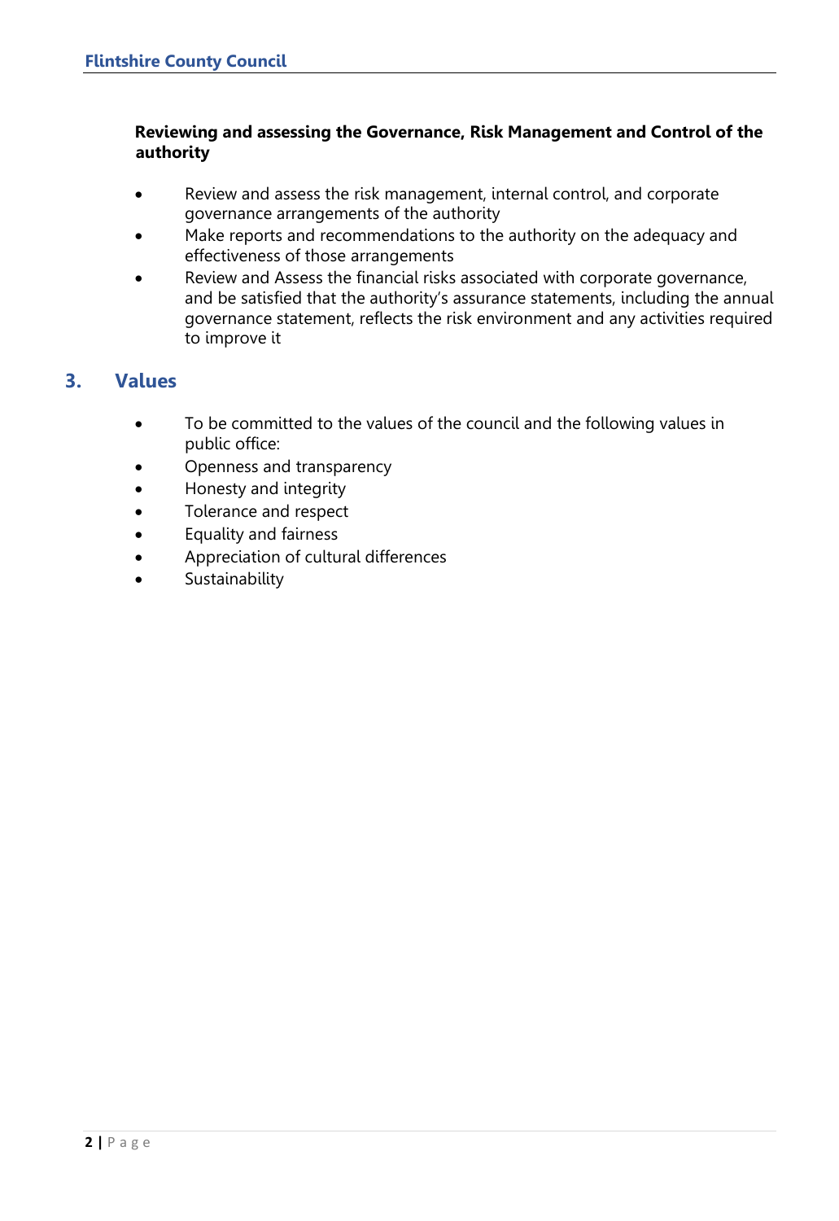**Reviewing and assessing the Governance, Risk Management and Control of the authority**

- Review and assess the risk management, internal control, and corporate governance arrangements of the authority
- Make reports and recommendations to the authority on the adequacy and effectiveness of those arrangements
- Review and Assess the financial risks associated with corporate governance, and be satisfied that the authority's assurance statements, including the annual governance statement, reflects the risk environment and any activities required to improve it

## 3. Values

- To be committed to the values of the council and the following values in public office:
- Openness and transparency
- Honesty and integrity
- Tolerance and respect
- Equality and fairness
- Appreciation of cultural differences
- Sustainability